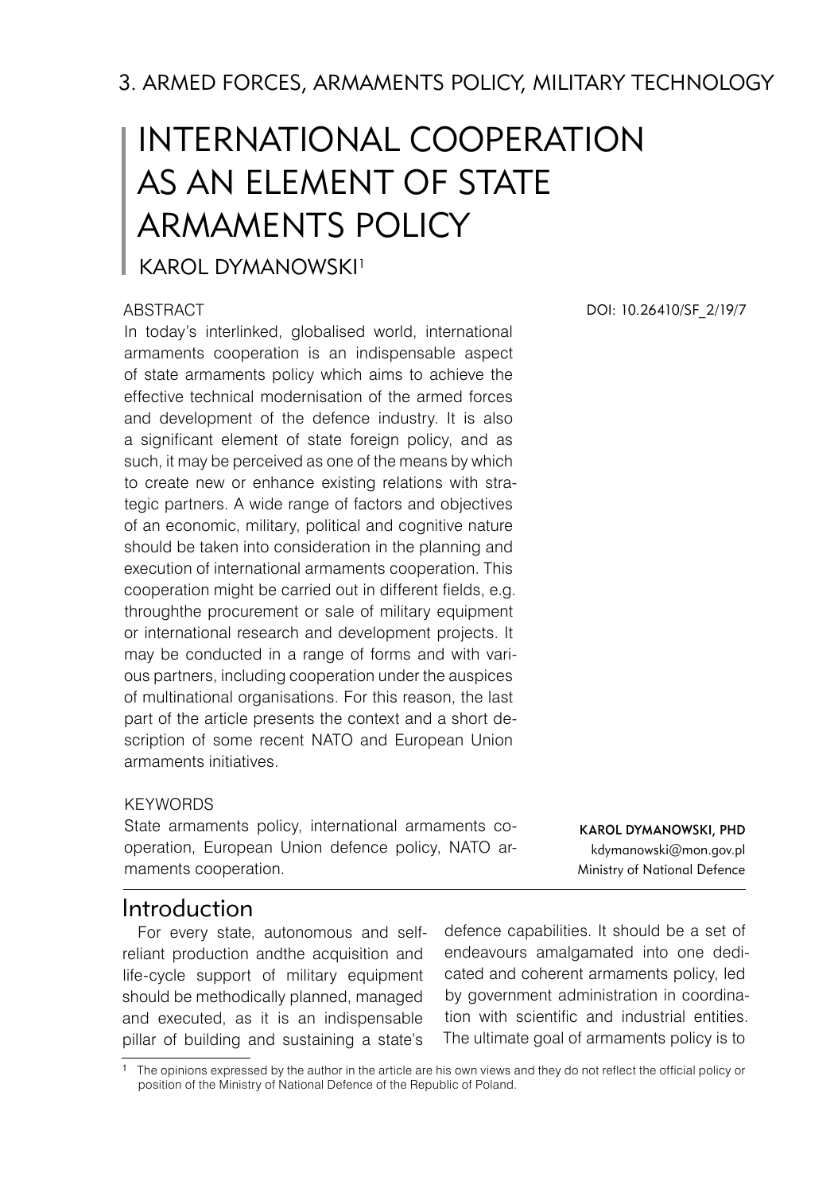3. ARMED FORCES, ARMAMENTS POLICY, MILITARY TECHNOLOGY

# INTERNATIONAL COOPERATION AS AN ELEMENT OF STATE ARMAMENTS POLICY

KAROL DYMANOWSKI[1]

DOI: 10.26410/SF_2/19/7

ABSTRACT

In today's interlinked, globalised world, international armaments cooperation is an indispensable aspect of state armaments policy which aims to achieve the effective technical modernisation of the armed forces and development of the defence industry. It is also a significant element of state foreign policy, and as such, it may be perceived as one of the means by which to create new or enhance existing relations with strategic partners. A wide range of factors and objectives of an economic, military, political and cognitive nature should be taken into consideration in the planning and execution of international armaments cooperation. This cooperation might be carried out in different fields, e.g. throughthe procurement or sale of military equipment or international research and development projects. It may be conducted in a range of forms and with various partners, including cooperation under the auspices of multinational organisations. For this reason, the last part of the article presents the context and a short description of some recent NATO and European Union armaments initiatives.

KEYWORDS

State armaments policy, international armaments cooperation, European Union defence policy, NATO armaments cooperation.

**KAROL DYMANOWSKI, PHD**
kdymanowski@mon.gov.pl
Ministry of National Defence

## Introduction

For every state, autonomous and self-reliant production andthe acquisition and life-cycle support of military equipment should be methodically planned, managed and executed, as it is an indispensable pillar of building and sustaining a state's defence capabilities. It should be a set of endeavours amalgamated into one dedicated and coherent armaments policy, led by government administration in coordination with scientific and industrial entities. The ultimate goal of armaments policy is to

[1] The opinions expressed by the author in the article are his own views and they do not reflect the official policy or position of the Ministry of National Defence of the Republic of Poland.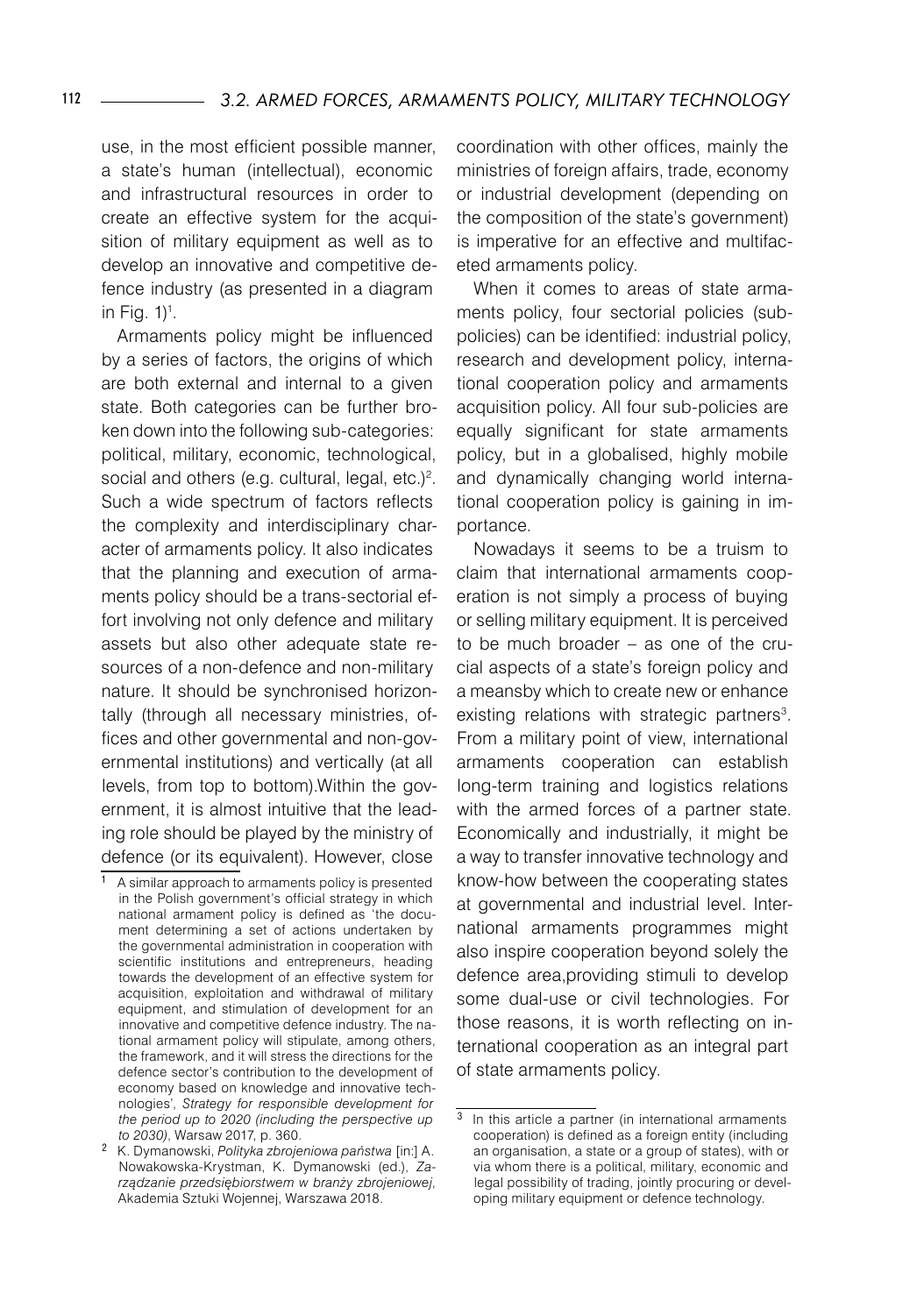use, in the most efficient possible manner, a state's human (intellectual), economic and infrastructural resources in order to create an effective system for the acquisition of military equipment as well as to develop an innovative and competitive defence industry (as presented in a diagram in Fig. 1)[1].

Armaments policy might be influenced by a series of factors, the origins of which are both external and internal to a given state. Both categories can be further broken down into the following sub-categories: political, military, economic, technological, social and others (e.g. cultural, legal, etc.)[2]. Such a wide spectrum of factors reflects the complexity and interdisciplinary character of armaments policy. It also indicates that the planning and execution of armaments policy should be a trans-sectorial effort involving not only defence and military assets but also other adequate state resources of a non-defence and non-military nature. It should be synchronised horizontally (through all necessary ministries, offices and other governmental and non-governmental institutions) and vertically (at all levels, from top to bottom).Within the government, it is almost intuitive that the leading role should be played by the ministry of defence (or its equivalent). However, close coordination with other offices, mainly the ministries of foreign affairs, trade, economy or industrial development (depending on the composition of the state's government) is imperative for an effective and multifaceted armaments policy.

When it comes to areas of state armaments policy, four sectorial policies (sub-policies) can be identified: industrial policy, research and development policy, international cooperation policy and armaments acquisition policy. All four sub-policies are equally significant for state armaments policy, but in a globalised, highly mobile and dynamically changing world international cooperation policy is gaining in importance.

Nowadays it seems to be a truism to claim that international armaments cooperation is not simply a process of buying or selling military equipment. It is perceived to be much broader – as one of the crucial aspects of a state's foreign policy and a meansby which to create new or enhance existing relations with strategic partners[3]. From a military point of view, international armaments cooperation can establish long-term training and logistics relations with the armed forces of a partner state. Economically and industrially, it might be a way to transfer innovative technology and know-how between the cooperating states at governmental and industrial level. International armaments programmes might also inspire cooperation beyond solely the defence area,providing stimuli to develop some dual-use or civil technologies. For those reasons, it is worth reflecting on international cooperation as an integral part of state armaments policy.

---

[1] A similar approach to armaments policy is presented in the Polish government's official strategy in which national armament policy is defined as 'the document determining a set of actions undertaken by the governmental administration in cooperation with scientific institutions and entrepreneurs, heading towards the development of an effective system for acquisition, exploitation and withdrawal of military equipment, and stimulation of development for an innovative and competitive defence industry. The national armament policy will stipulate, among others, the framework, and it will stress the directions for the defence sector's contribution to the development of economy based on knowledge and innovative technologies', *Strategy for responsible development for the period up to 2020 (including the perspective up to 2030)*, Warsaw 2017, p. 360.

[2] K. Dymanowski, *Polityka zbrojeniowa państwa* [in:] A. Nowakowska-Krystman, K. Dymanowski (ed.), *Zarządzanie przedsiębiorstwem w branży zbrojeniowej*, Akademia Sztuki Wojennej, Warszawa 2018.

[3] In this article a partner (in international armaments cooperation) is defined as a foreign entity (including an organisation, a state or a group of states), with or via whom there is a political, military, economic and legal possibility of trading, jointly procuring or developing military equipment or defence technology.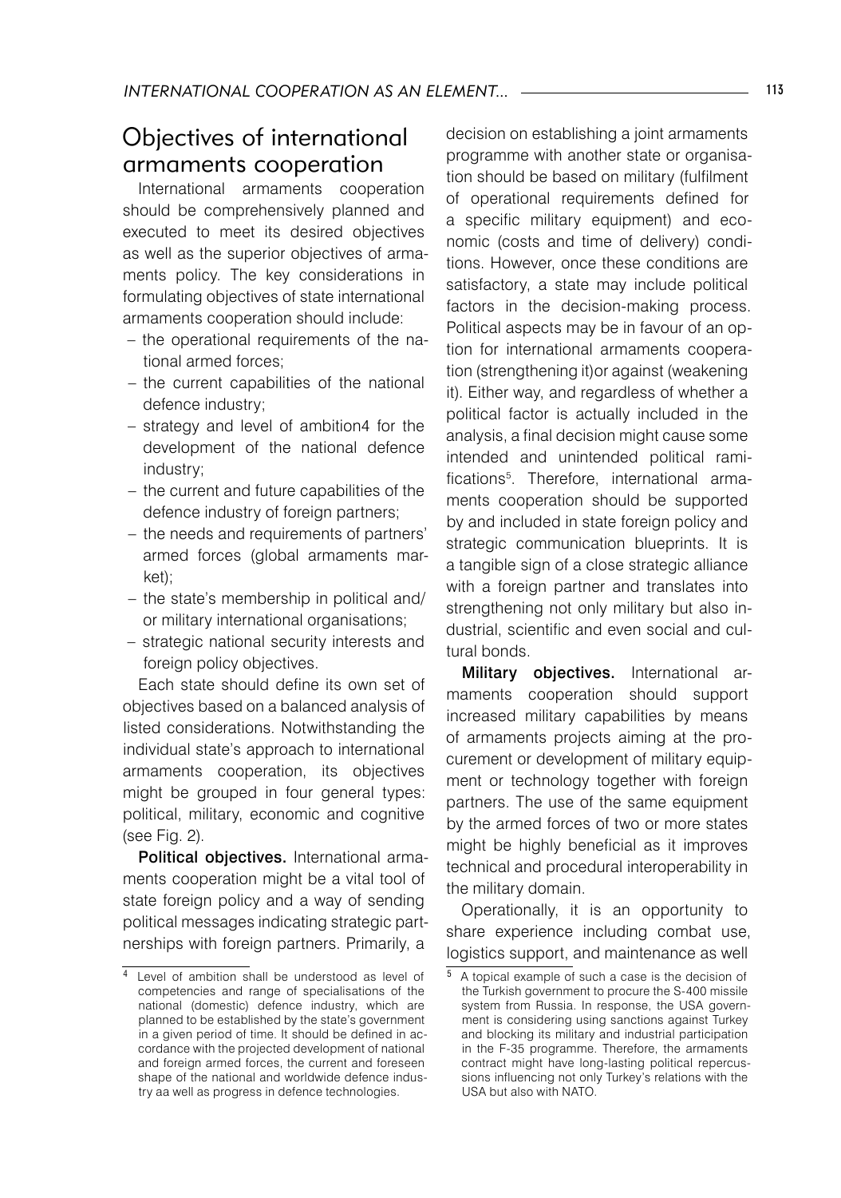## Objectives of international armaments cooperation

International armaments cooperation should be comprehensively planned and executed to meet its desired objectives as well as the superior objectives of armaments policy. The key considerations in formulating objectives of state international armaments cooperation should include:

- the operational requirements of the national armed forces;
- the current capabilities of the national defence industry;
- strategy and level of ambition4 for the development of the national defence industry;
- the current and future capabilities of the defence industry of foreign partners;
- the needs and requirements of partners' armed forces (global armaments market);
- the state's membership in political and/or military international organisations;
- strategic national security interests and foreign policy objectives.

Each state should define its own set of objectives based on a balanced analysis of listed considerations. Notwithstanding the individual state's approach to international armaments cooperation, its objectives might be grouped in four general types: political, military, economic and cognitive (see Fig. 2).

**Political objectives.** International armaments cooperation might be a vital tool of state foreign policy and a way of sending political messages indicating strategic partnerships with foreign partners. Primarily, a decision on establishing a joint armaments programme with another state or organisation should be based on military (fulfilment of operational requirements defined for a specific military equipment) and economic (costs and time of delivery) conditions. However, once these conditions are satisfactory, a state may include political factors in the decision-making process. Political aspects may be in favour of an option for international armaments cooperation (strengthening it)or against (weakening it). Either way, and regardless of whether a political factor is actually included in the analysis, a final decision might cause some intended and unintended political ramifications[5]. Therefore, international armaments cooperation should be supported by and included in state foreign policy and strategic communication blueprints. It is a tangible sign of a close strategic alliance with a foreign partner and translates into strengthening not only military but also industrial, scientific and even social and cultural bonds.

**Military objectives.** International armaments cooperation should support increased military capabilities by means of armaments projects aiming at the procurement or development of military equipment or technology together with foreign partners. The use of the same equipment by the armed forces of two or more states might be highly beneficial as it improves technical and procedural interoperability in the military domain.

Operationally, it is an opportunity to share experience including combat use, logistics support, and maintenance as well

---

[4] Level of ambition shall be understood as level of competencies and range of specialisations of the national (domestic) defence industry, which are planned to be established by the state's government in a given period of time. It should be defined in accordance with the projected development of national and foreign armed forces, the current and foreseen shape of the national and worldwide defence industry aa well as progress in defence technologies.

[5] A topical example of such a case is the decision of the Turkish government to procure the S-400 missile system from Russia. In response, the USA government is considering using sanctions against Turkey and blocking its military and industrial participation in the F-35 programme. Therefore, the armaments contract might have long-lasting political repercussions influencing not only Turkey's relations with the USA but also with NATO.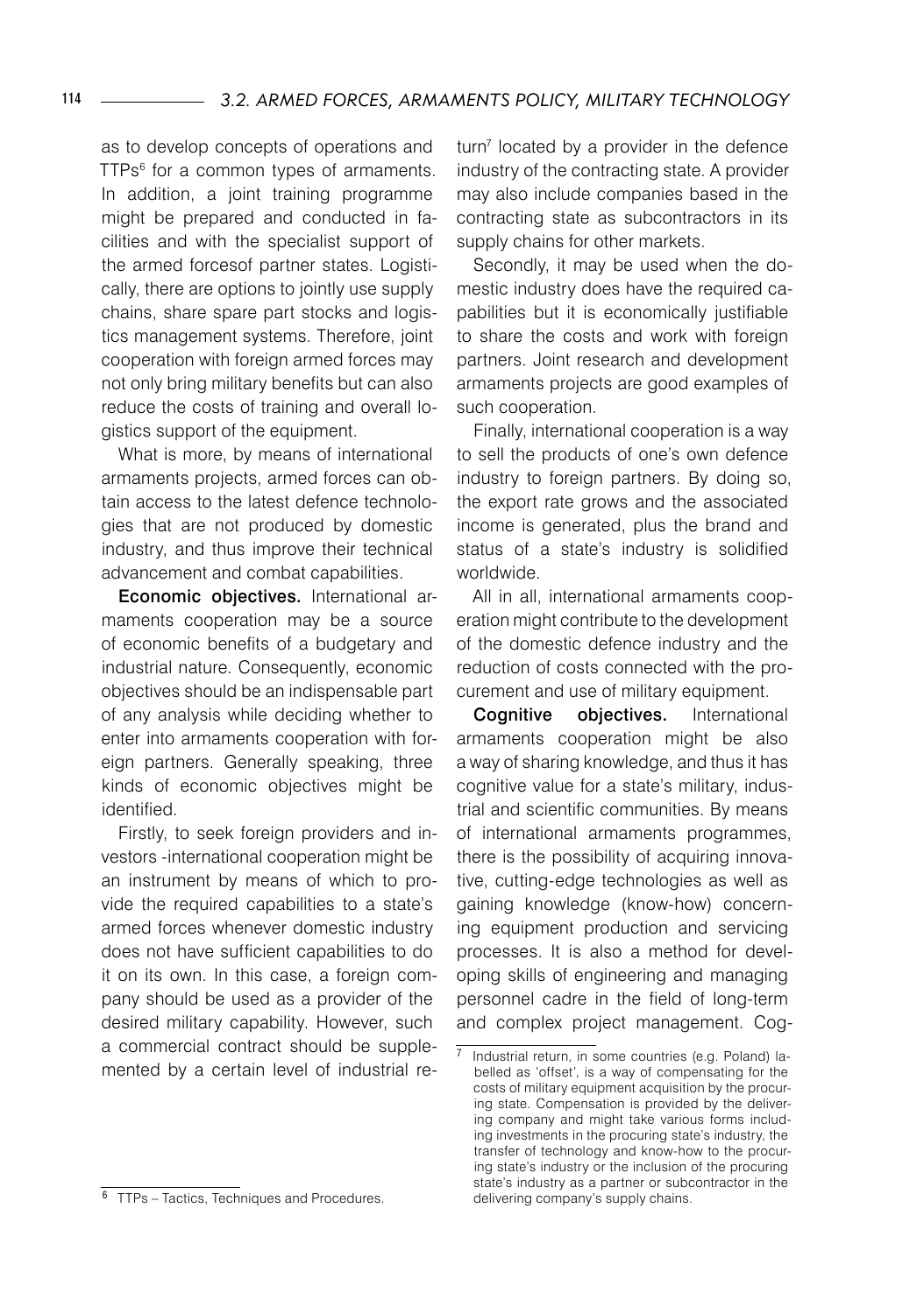as to develop concepts of operations and TTPs[6] for a common types of armaments. In addition, a joint training programme might be prepared and conducted in facilities and with the specialist support of the armed forcesof partner states. Logistically, there are options to jointly use supply chains, share spare part stocks and logistics management systems. Therefore, joint cooperation with foreign armed forces may not only bring military benefits but can also reduce the costs of training and overall logistics support of the equipment.

What is more, by means of international armaments projects, armed forces can obtain access to the latest defence technologies that are not produced by domestic industry, and thus improve their technical advancement and combat capabilities.

**Economic objectives.** International armaments cooperation may be a source of economic benefits of a budgetary and industrial nature. Consequently, economic objectives should be an indispensable part of any analysis while deciding whether to enter into armaments cooperation with foreign partners. Generally speaking, three kinds of economic objectives might be identified.

Firstly, to seek foreign providers and investors -international cooperation might be an instrument by means of which to provide the required capabilities to a state's armed forces whenever domestic industry does not have sufficient capabilities to do it on its own. In this case, a foreign company should be used as a provider of the desired military capability. However, such a commercial contract should be supplemented by a certain level of industrial return[7] located by a provider in the defence industry of the contracting state. A provider may also include companies based in the contracting state as subcontractors in its supply chains for other markets.

Secondly, it may be used when the domestic industry does have the required capabilities but it is economically justifiable to share the costs and work with foreign partners. Joint research and development armaments projects are good examples of such cooperation.

Finally, international cooperation is a way to sell the products of one's own defence industry to foreign partners. By doing so, the export rate grows and the associated income is generated, plus the brand and status of a state's industry is solidified worldwide.

All in all, international armaments cooperation might contribute to the development of the domestic defence industry and the reduction of costs connected with the procurement and use of military equipment.

**Cognitive objectives.** International armaments cooperation might be also a way of sharing knowledge, and thus it has cognitive value for a state's military, industrial and scientific communities. By means of international armaments programmes, there is the possibility of acquiring innovative, cutting-edge technologies as well as gaining knowledge (know-how) concerning equipment production and servicing processes. It is also a method for developing skills of engineering and managing personnel cadre in the field of long-term and complex project management. Cog-

---

[6] TTPs – Tactics, Techniques and Procedures.

[7] Industrial return, in some countries (e.g. Poland) labelled as 'offset', is a way of compensating for the costs of military equipment acquisition by the procuring state. Compensation is provided by the delivering company and might take various forms including investments in the procuring state's industry, the transfer of technology and know-how to the procuring state's industry or the inclusion of the procuring state's industry as a partner or subcontractor in the delivering company's supply chains.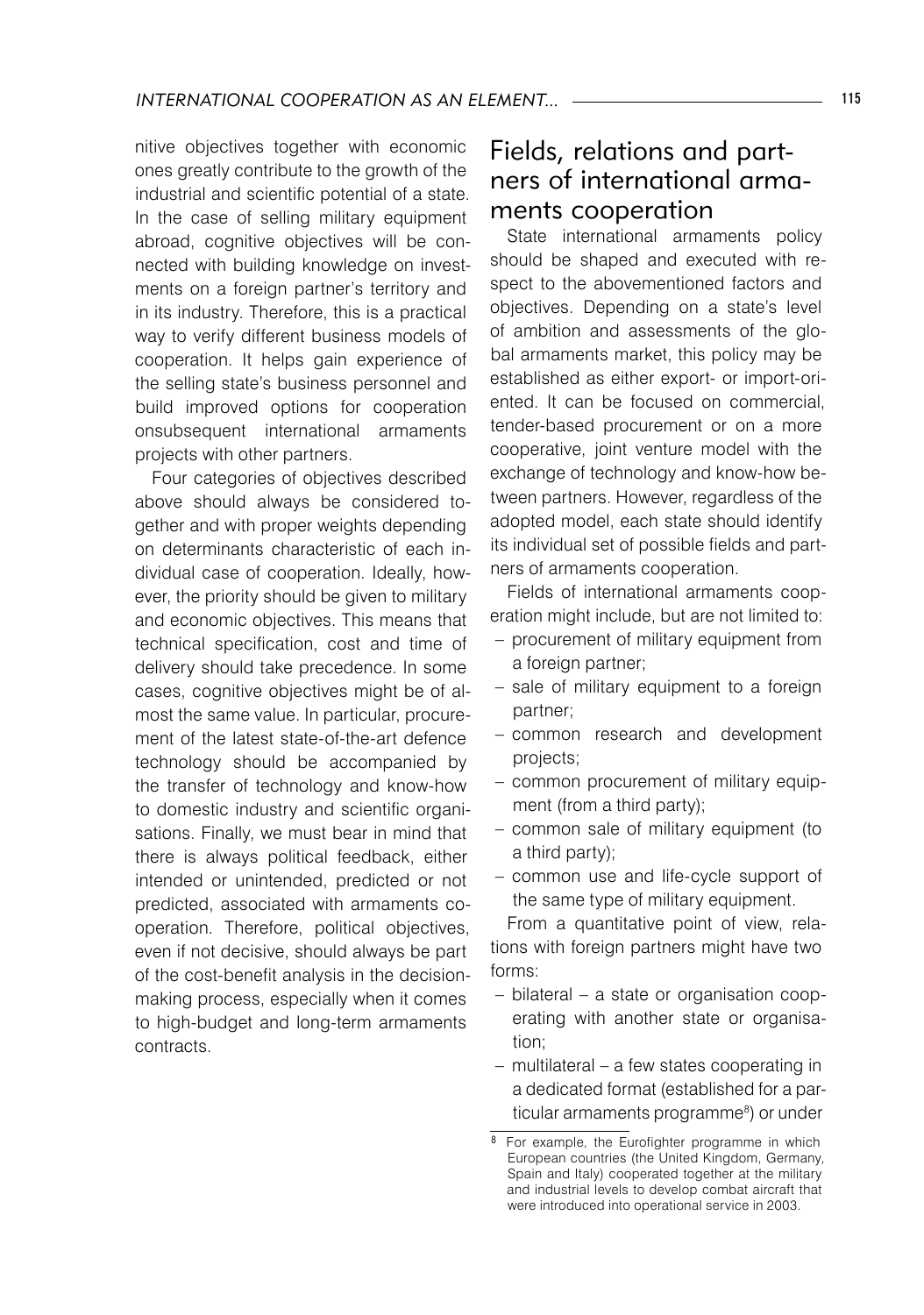nitive objectives together with economic ones greatly contribute to the growth of the industrial and scientific potential of a state. In the case of selling military equipment abroad, cognitive objectives will be connected with building knowledge on investments on a foreign partner's territory and in its industry. Therefore, this is a practical way to verify different business models of cooperation. It helps gain experience of the selling state's business personnel and build improved options for cooperation onsubsequent international armaments projects with other partners.

Four categories of objectives described above should always be considered together and with proper weights depending on determinants characteristic of each individual case of cooperation. Ideally, however, the priority should be given to military and economic objectives. This means that technical specification, cost and time of delivery should take precedence. In some cases, cognitive objectives might be of almost the same value. In particular, procurement of the latest state-of-the-art defence technology should be accompanied by the transfer of technology and know-how to domestic industry and scientific organisations. Finally, we must bear in mind that there is always political feedback, either intended or unintended, predicted or not predicted, associated with armaments cooperation. Therefore, political objectives, even if not decisive, should always be part of the cost-benefit analysis in the decision-making process, especially when it comes to high-budget and long-term armaments contracts.

## Fields, relations and partners of international armaments cooperation

State international armaments policy should be shaped and executed with respect to the abovementioned factors and objectives. Depending on a state's level of ambition and assessments of the global armaments market, this policy may be established as either export- or import-oriented. It can be focused on commercial, tender-based procurement or on a more cooperative, joint venture model with the exchange of technology and know-how between partners. However, regardless of the adopted model, each state should identify its individual set of possible fields and partners of armaments cooperation.

Fields of international armaments cooperation might include, but are not limited to:

- procurement of military equipment from a foreign partner;
- sale of military equipment to a foreign partner;
- common research and development projects;
- common procurement of military equipment (from a third party);
- common sale of military equipment (to a third party);
- common use and life-cycle support of the same type of military equipment.

From a quantitative point of view, relations with foreign partners might have two forms:

- bilateral – a state or organisation cooperating with another state or organisation;
- multilateral – a few states cooperating in a dedicated format (established for a particular armaments programme[8]) or under

[8] For example, the Eurofighter programme in which European countries (the United Kingdom, Germany, Spain and Italy) cooperated together at the military and industrial levels to develop combat aircraft that were introduced into operational service in 2003.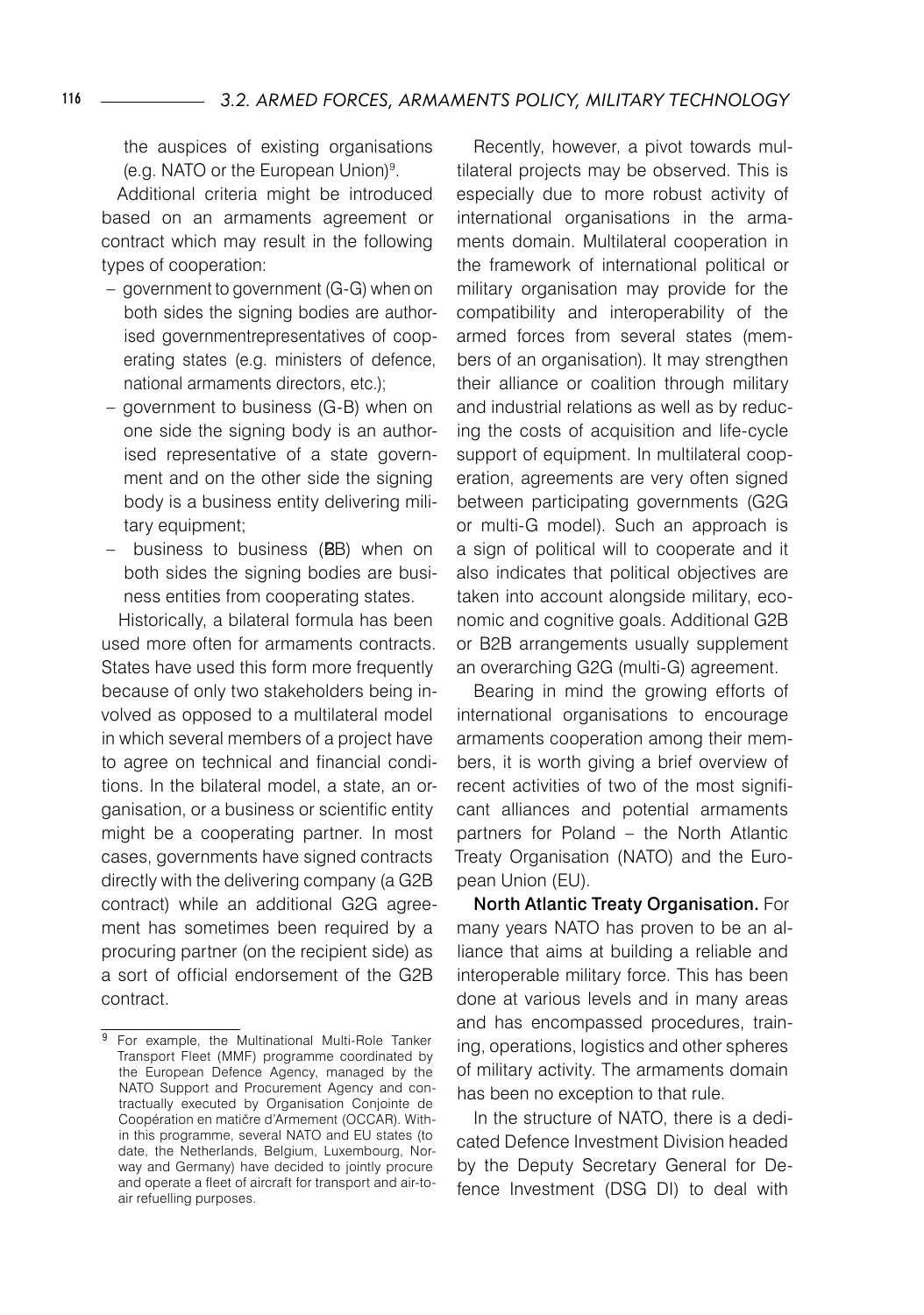the auspices of existing organisations (e.g. NATO or the European Union)[9].

Additional criteria might be introduced based on an armaments agreement or contract which may result in the following types of cooperation:

- government to government (G-G) when on both sides the signing bodies are authorised governmentrepresentatives of cooperating states (e.g. ministers of defence, national armaments directors, etc.);
- government to business (G-B) when on one side the signing body is an authorised representative of a state government and on the other side the signing body is a business entity delivering military equipment;
- business to business (B-B) when on both sides the signing bodies are business entities from cooperating states.

Historically, a bilateral formula has been used more often for armaments contracts. States have used this form more frequently because of only two stakeholders being involved as opposed to a multilateral model in which several members of a project have to agree on technical and financial conditions. In the bilateral model, a state, an organisation, or a business or scientific entity might be a cooperating partner. In most cases, governments have signed contracts directly with the delivering company (a G2B contract) while an additional G2G agreement has sometimes been required by a procuring partner (on the recipient side) as a sort of official endorsement of the G2B contract.

Recently, however, a pivot towards multilateral projects may be observed. This is especially due to more robust activity of international organisations in the armaments domain. Multilateral cooperation in the framework of international political or military organisation may provide for the compatibility and interoperability of the armed forces from several states (members of an organisation). It may strengthen their alliance or coalition through military and industrial relations as well as by reducing the costs of acquisition and life-cycle support of equipment. In multilateral cooperation, agreements are very often signed between participating governments (G2G or multi-G model). Such an approach is a sign of political will to cooperate and it also indicates that political objectives are taken into account alongside military, economic and cognitive goals. Additional G2B or B2B arrangements usually supplement an overarching G2G (multi-G) agreement.

Bearing in mind the growing efforts of international organisations to encourage armaments cooperation among their members, it is worth giving a brief overview of recent activities of two of the most significant alliances and potential armaments partners for Poland – the North Atlantic Treaty Organisation (NATO) and the European Union (EU).

**North Atlantic Treaty Organisation.** For many years NATO has proven to be an alliance that aims at building a reliable and interoperable military force. This has been done at various levels and in many areas and has encompassed procedures, training, operations, logistics and other spheres of military activity. The armaments domain has been no exception to that rule.

In the structure of NATO, there is a dedicated Defence Investment Division headed by the Deputy Secretary General for Defence Investment (DSG DI) to deal with

---

[9] For example, the Multinational Multi-Role Tanker Transport Fleet (MMF) programme coordinated by the European Defence Agency, managed by the NATO Support and Procurement Agency and contractually executed by Organisation Conjointe de Coopération en matičre d'Armement (OCCAR). Within this programme, several NATO and EU states (to date, the Netherlands, Belgium, Luxembourg, Norway and Germany) have decided to jointly procure and operate a fleet of aircraft for transport and air-to-air refuelling purposes.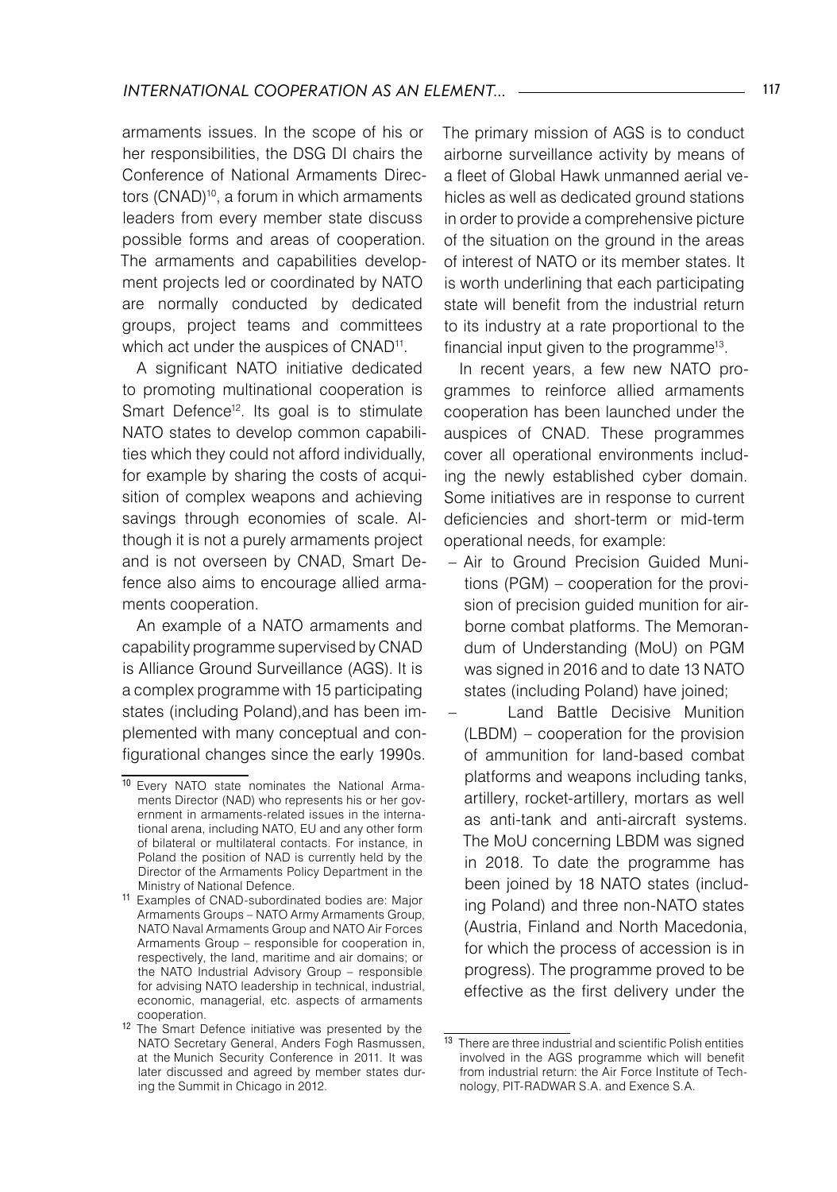armaments issues. In the scope of his or her responsibilities, the DSG DI chairs the Conference of National Armaments Directors (CNAD)[10], a forum in which armaments leaders from every member state discuss possible forms and areas of cooperation. The armaments and capabilities development projects led or coordinated by NATO are normally conducted by dedicated groups, project teams and committees which act under the auspices of CNAD[11].

A significant NATO initiative dedicated to promoting multinational cooperation is Smart Defence[12]. Its goal is to stimulate NATO states to develop common capabilities which they could not afford individually, for example by sharing the costs of acquisition of complex weapons and achieving savings through economies of scale. Although it is not a purely armaments project and is not overseen by CNAD, Smart Defence also aims to encourage allied armaments cooperation.

An example of a NATO armaments and capability programme supervised by CNAD is Alliance Ground Surveillance (AGS). It is a complex programme with 15 participating states (including Poland),and has been implemented with many conceptual and configurational changes since the early 1990s. The primary mission of AGS is to conduct airborne surveillance activity by means of a fleet of Global Hawk unmanned aerial vehicles as well as dedicated ground stations in order to provide a comprehensive picture of the situation on the ground in the areas of interest of NATO or its member states. It is worth underlining that each participating state will benefit from the industrial return to its industry at a rate proportional to the financial input given to the programme[13].

In recent years, a few new NATO programmes to reinforce allied armaments cooperation has been launched under the auspices of CNAD. These programmes cover all operational environments including the newly established cyber domain. Some initiatives are in response to current deficiencies and short-term or mid-term operational needs, for example:

- Air to Ground Precision Guided Munitions (PGM) – cooperation for the provision of precision guided munition for airborne combat platforms. The Memorandum of Understanding (MoU) on PGM was signed in 2016 and to date 13 NATO states (including Poland) have joined;
- Land Battle Decisive Munition (LBDM) – cooperation for the provision of ammunition for land-based combat platforms and weapons including tanks, artillery, rocket-artillery, mortars as well as anti-tank and anti-aircraft systems. The MoU concerning LBDM was signed in 2018. To date the programme has been joined by 18 NATO states (including Poland) and three non-NATO states (Austria, Finland and North Macedonia, for which the process of accession is in progress). The programme proved to be effective as the first delivery under the

---

[10] Every NATO state nominates the National Armaments Director (NAD) who represents his or her government in armaments-related issues in the international arena, including NATO, EU and any other form of bilateral or multilateral contacts. For instance, in Poland the position of NAD is currently held by the Director of the Armaments Policy Department in the Ministry of National Defence.

[11] Examples of CNAD-subordinated bodies are: Major Armaments Groups – NATO Army Armaments Group, NATO Naval Armaments Group and NATO Air Forces Armaments Group – responsible for cooperation in, respectively, the land, maritime and air domains; or the NATO Industrial Advisory Group – responsible for advising NATO leadership in technical, industrial, economic, managerial, etc. aspects of armaments cooperation.

[12] The Smart Defence initiative was presented by the NATO Secretary General, Anders Fogh Rasmussen, at the Munich Security Conference in 2011. It was later discussed and agreed by member states during the Summit in Chicago in 2012.

[13] There are three industrial and scientific Polish entities involved in the AGS programme which will benefit from industrial return: the Air Force Institute of Technology, PIT-RADWAR S.A. and Exence S.A.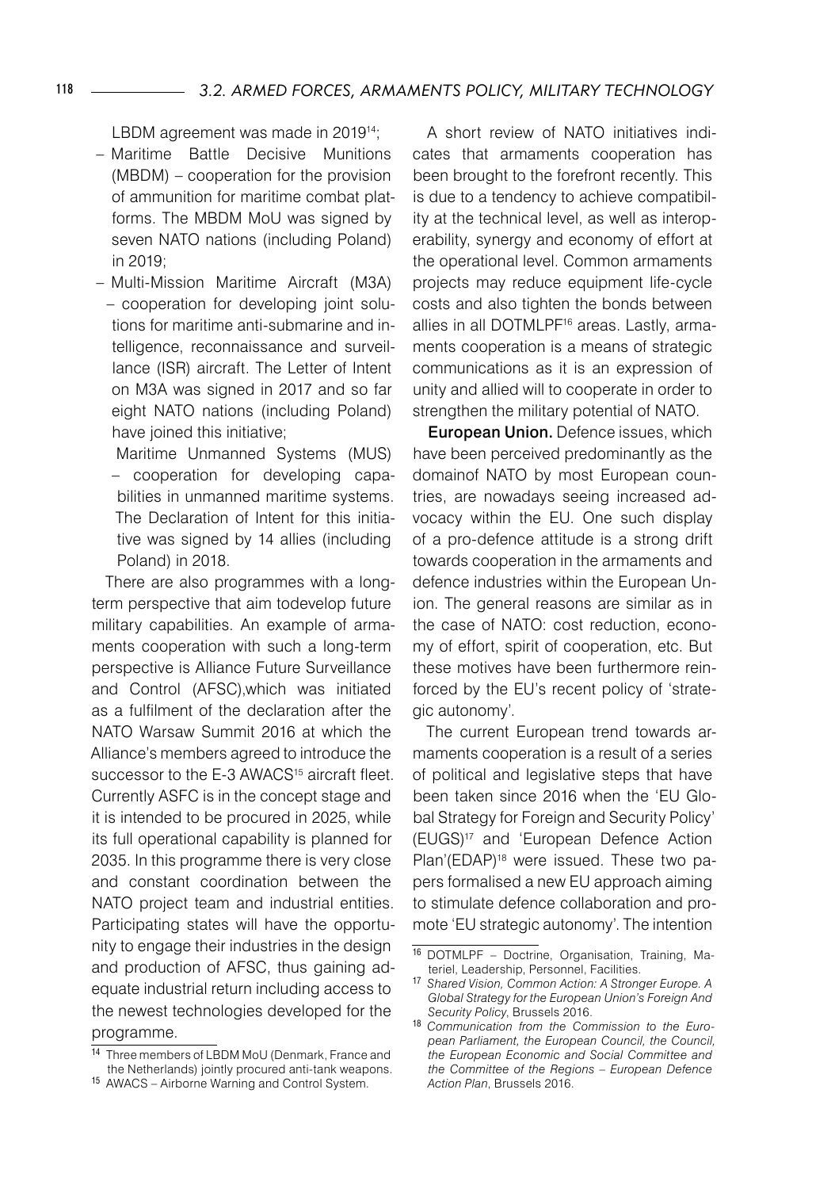LBDM agreement was made in 2019[14];

- Maritime Battle Decisive Munitions (MBDM) – cooperation for the provision of ammunition for maritime combat platforms. The MBDM MoU was signed by seven NATO nations (including Poland) in 2019;
- Multi-Mission Maritime Aircraft (M3A) – cooperation for developing joint solutions for maritime anti-submarine and intelligence, reconnaissance and surveillance (ISR) aircraft. The Letter of Intent on M3A was signed in 2017 and so far eight NATO nations (including Poland) have joined this initiative;
- Maritime Unmanned Systems (MUS) – cooperation for developing capabilities in unmanned maritime systems. The Declaration of Intent for this initiative was signed by 14 allies (including Poland) in 2018.

There are also programmes with a long-term perspective that aim todevelop future military capabilities. An example of armaments cooperation with such a long-term perspective is Alliance Future Surveillance and Control (AFSC),which was initiated as a fulfilment of the declaration after the NATO Warsaw Summit 2016 at which the Alliance's members agreed to introduce the successor to the E-3 AWACS[15] aircraft fleet. Currently ASFC is in the concept stage and it is intended to be procured in 2025, while its full operational capability is planned for 2035. In this programme there is very close and constant coordination between the NATO project team and industrial entities. Participating states will have the opportunity to engage their industries in the design and production of AFSC, thus gaining adequate industrial return including access to the newest technologies developed for the programme.

A short review of NATO initiatives indicates that armaments cooperation has been brought to the forefront recently. This is due to a tendency to achieve compatibility at the technical level, as well as interoperability, synergy and economy of effort at the operational level. Common armaments projects may reduce equipment life-cycle costs and also tighten the bonds between allies in all DOTMLPF[16] areas. Lastly, armaments cooperation is a means of strategic communications as it is an expression of unity and allied will to cooperate in order to strengthen the military potential of NATO.

**European Union.** Defence issues, which have been perceived predominantly as the domainof NATO by most European countries, are nowadays seeing increased advocacy within the EU. One such display of a pro-defence attitude is a strong drift towards cooperation in the armaments and defence industries within the European Union. The general reasons are similar as in the case of NATO: cost reduction, economy of effort, spirit of cooperation, etc. But these motives have been furthermore reinforced by the EU's recent policy of 'strategic autonomy'.

The current European trend towards armaments cooperation is a result of a series of political and legislative steps that have been taken since 2016 when the 'EU Global Strategy for Foreign and Security Policy' (EUGS)[17] and 'European Defence Action Plan'(EDAP)[18] were issued. These two papers formalised a new EU approach aiming to stimulate defence collaboration and promote 'EU strategic autonomy'. The intention

---

[14] Three members of LBDM MoU (Denmark, France and the Netherlands) jointly procured anti-tank weapons.

[15] AWACS – Airborne Warning and Control System.

[16] DOTMLPF – Doctrine, Organisation, Training, Materiel, Leadership, Personnel, Facilities.

[17] *Shared Vision, Common Action: A Stronger Europe. A Global Strategy for the European Union's Foreign And Security Policy*, Brussels 2016.

[18] *Communication from the Commission to the European Parliament, the European Council, the Council, the European Economic and Social Committee and the Committee of the Regions – European Defence Action Plan*, Brussels 2016.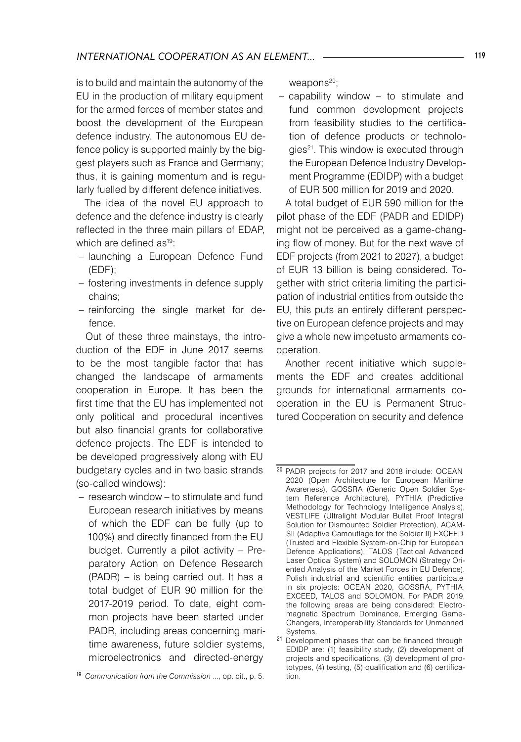is to build and maintain the autonomy of the EU in the production of military equipment for the armed forces of member states and boost the development of the European defence industry. The autonomous EU defence policy is supported mainly by the biggest players such as France and Germany; thus, it is gaining momentum and is regularly fuelled by different defence initiatives.

The idea of the novel EU approach to defence and the defence industry is clearly reflected in the three main pillars of EDAP, which are defined as[19]:

- launching a European Defence Fund (EDF);
- fostering investments in defence supply chains;
- reinforcing the single market for defence.

Out of these three mainstays, the introduction of the EDF in June 2017 seems to be the most tangible factor that has changed the landscape of armaments cooperation in Europe. It has been the first time that the EU has implemented not only political and procedural incentives but also financial grants for collaborative defence projects. The EDF is intended to be developed progressively along with EU budgetary cycles and in two basic strands (so-called windows):

- research window – to stimulate and fund European research initiatives by means of which the EDF can be fully (up to 100%) and directly financed from the EU budget. Currently a pilot activity – Preparatory Action on Defence Research (PADR) – is being carried out. It has a total budget of EUR 90 million for the 2017-2019 period. To date, eight common projects have been started under PADR, including areas concerning maritime awareness, future soldier systems, microelectronics and directed-energy weapons[20];
- capability window – to stimulate and fund common development projects from feasibility studies to the certification of defence products or technologies[21]. This window is executed through the European Defence Industry Development Programme (EDIDP) with a budget of EUR 500 million for 2019 and 2020.

A total budget of EUR 590 million for the pilot phase of the EDF (PADR and EDIDP) might not be perceived as a game-changing flow of money. But for the next wave of EDF projects (from 2021 to 2027), a budget of EUR 13 billion is being considered. Together with strict criteria limiting the participation of industrial entities from outside the EU, this puts an entirely different perspective on European defence projects and may give a whole new impetusto armaments cooperation.

Another recent initiative which supplements the EDF and creates additional grounds for international armaments cooperation in the EU is Permanent Structured Cooperation on security and defence

---

[19] *Communication from the Commission* ..., op. cit., p. 5.

[20] PADR projects for 2017 and 2018 include: OCEAN 2020 (Open Architecture for European Maritime Awareness), GOSSRA (Generic Open Soldier System Reference Architecture), PYTHIA (Predictive Methodology for Technology Intelligence Analysis), VESTLIFE (Ultralight Modular Bullet Proof Integral Solution for Dismounted Soldier Protection), ACAMSII (Adaptive Camouflage for the Soldier II) EXCEED (Trusted and Flexible System-on-Chip for European Defence Applications), TALOS (Tactical Advanced Laser Optical System) and SOLOMON (Strategy Oriented Analysis of the Market Forces in EU Defence). Polish industrial and scientific entities participate in six projects: OCEAN 2020, GOSSRA, PYTHIA, EXCEED, TALOS and SOLOMON. For PADR 2019, the following areas are being considered: Electromagnetic Spectrum Dominance, Emerging Game-Changers, Interoperability Standards for Unmanned Systems.

[21] Development phases that can be financed through EDIDP are: (1) feasibility study, (2) development of projects and specifications, (3) development of prototypes, (4) testing, (5) qualification and (6) certification.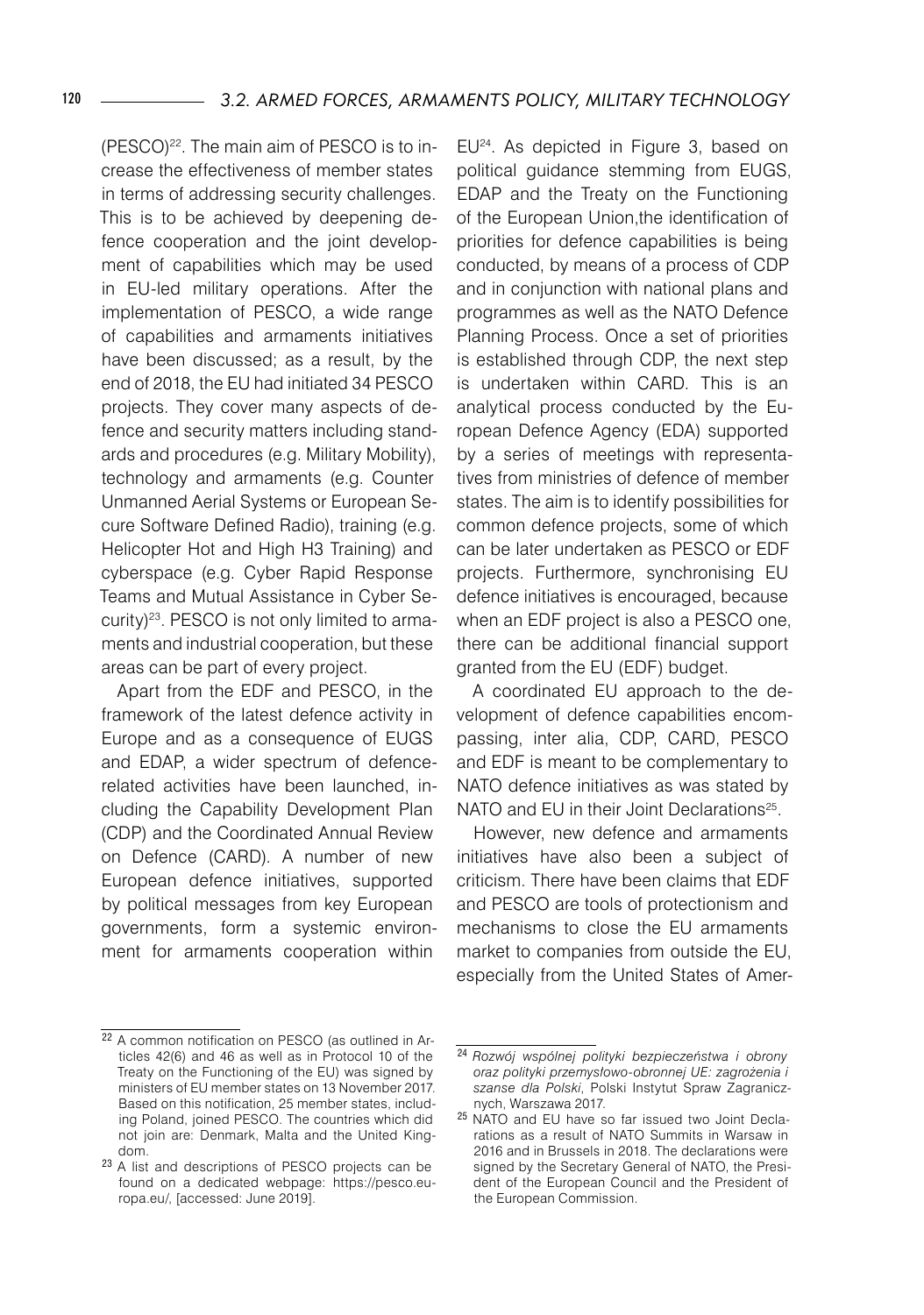(PESCO)[22]. The main aim of PESCO is to increase the effectiveness of member states in terms of addressing security challenges. This is to be achieved by deepening defence cooperation and the joint development of capabilities which may be used in EU-led military operations. After the implementation of PESCO, a wide range of capabilities and armaments initiatives have been discussed; as a result, by the end of 2018, the EU had initiated 34 PESCO projects. They cover many aspects of defence and security matters including standards and procedures (e.g. Military Mobility), technology and armaments (e.g. Counter Unmanned Aerial Systems or European Secure Software Defined Radio), training (e.g. Helicopter Hot and High H3 Training) and cyberspace (e.g. Cyber Rapid Response Teams and Mutual Assistance in Cyber Security)[23]. PESCO is not only limited to armaments and industrial cooperation, but these areas can be part of every project.

Apart from the EDF and PESCO, in the framework of the latest defence activity in Europe and as a consequence of EUGS and EDAP, a wider spectrum of defence-related activities have been launched, including the Capability Development Plan (CDP) and the Coordinated Annual Review on Defence (CARD). A number of new European defence initiatives, supported by political messages from key European governments, form a systemic environment for armaments cooperation within EU[24]. As depicted in Figure 3, based on political guidance stemming from EUGS, EDAP and the Treaty on the Functioning of the European Union,the identification of priorities for defence capabilities is being conducted, by means of a process of CDP and in conjunction with national plans and programmes as well as the NATO Defence Planning Process. Once a set of priorities is established through CDP, the next step is undertaken within CARD. This is an analytical process conducted by the European Defence Agency (EDA) supported by a series of meetings with representatives from ministries of defence of member states. The aim is to identify possibilities for common defence projects, some of which can be later undertaken as PESCO or EDF projects. Furthermore, synchronising EU defence initiatives is encouraged, because when an EDF project is also a PESCO one, there can be additional financial support granted from the EU (EDF) budget.

A coordinated EU approach to the development of defence capabilities encompassing, inter alia, CDP, CARD, PESCO and EDF is meant to be complementary to NATO defence initiatives as was stated by NATO and EU in their Joint Declarations[25].

However, new defence and armaments initiatives have also been a subject of criticism. There have been claims that EDF and PESCO are tools of protectionism and mechanisms to close the EU armaments market to companies from outside the EU, especially from the United States of Amer-

---

[22] A common notification on PESCO (as outlined in Articles 42(6) and 46 as well as in Protocol 10 of the Treaty on the Functioning of the EU) was signed by ministers of EU member states on 13 November 2017. Based on this notification, 25 member states, including Poland, joined PESCO. The countries which did not join are: Denmark, Malta and the United Kingdom.

[23] A list and descriptions of PESCO projects can be found on a dedicated webpage: https://pesco.europa.eu/, [accessed: June 2019].

[24] *Rozwój wspólnej polityki bezpieczeństwa i obrony oraz polityki przemysłowo-obronnej UE: zagrożenia i szanse dla Polski*, Polski Instytut Spraw Zagranicznych, Warszawa 2017.

[25] NATO and EU have so far issued two Joint Declarations as a result of NATO Summits in Warsaw in 2016 and in Brussels in 2018. The declarations were signed by the Secretary General of NATO, the President of the European Council and the President of the European Commission.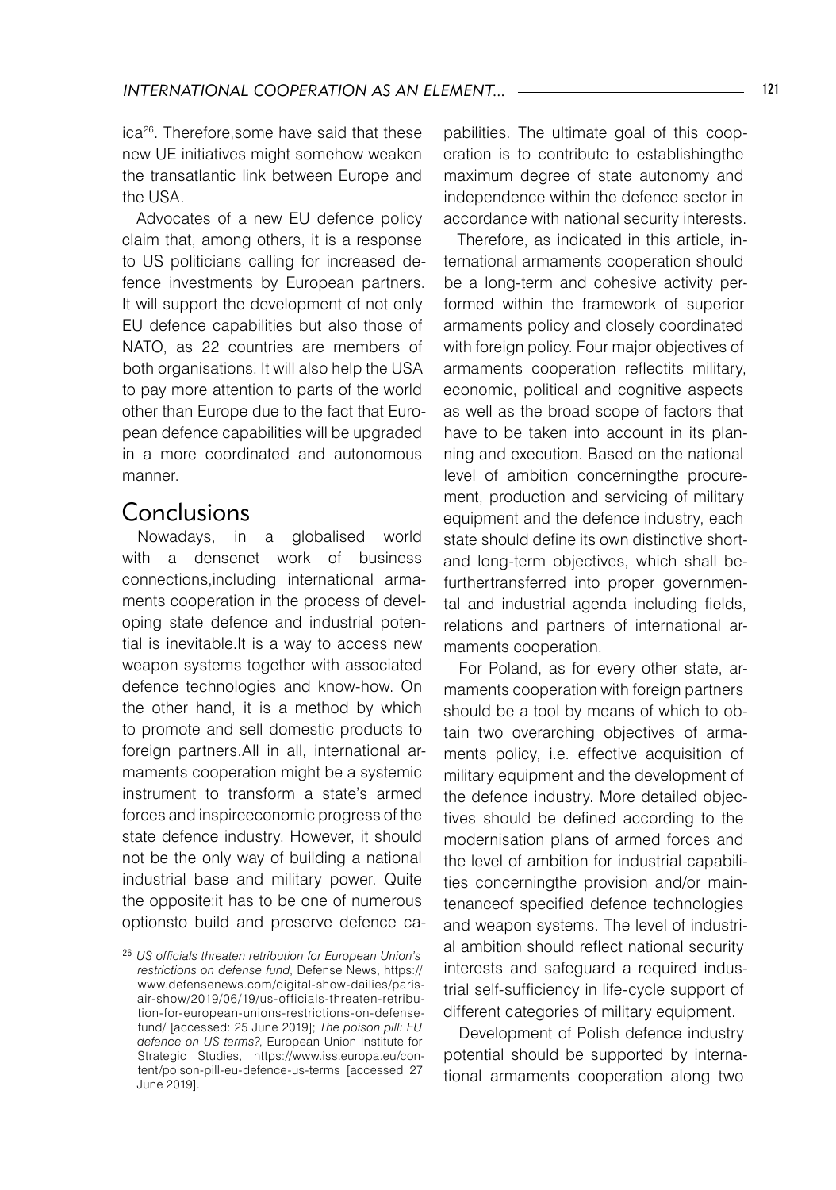ica[26]. Therefore,some have said that these new UE initiatives might somehow weaken the transatlantic link between Europe and the USA.

Advocates of a new EU defence policy claim that, among others, it is a response to US politicians calling for increased defence investments by European partners. It will support the development of not only EU defence capabilities but also those of NATO, as 22 countries are members of both organisations. It will also help the USA to pay more attention to parts of the world other than Europe due to the fact that European defence capabilities will be upgraded in a more coordinated and autonomous manner.

## Conclusions

Nowadays, in a globalised world with a densenet work of business connections,including international armaments cooperation in the process of developing state defence and industrial potential is inevitable.It is a way to access new weapon systems together with associated defence technologies and know-how. On the other hand, it is a method by which to promote and sell domestic products to foreign partners.All in all, international armaments cooperation might be a systemic instrument to transform a state's armed forces and inspireeconomic progress of the state defence industry. However, it should not be the only way of building a national industrial base and military power. Quite the opposite:it has to be one of numerous optionsto build and preserve defence capabilities. The ultimate goal of this cooperation is to contribute to establishingthe maximum degree of state autonomy and independence within the defence sector in accordance with national security interests.

Therefore, as indicated in this article, international armaments cooperation should be a long-term and cohesive activity performed within the framework of superior armaments policy and closely coordinated with foreign policy. Four major objectives of armaments cooperation reflectits military, economic, political and cognitive aspects as well as the broad scope of factors that have to be taken into account in its planning and execution. Based on the national level of ambition concerningthe procurement, production and servicing of military equipment and the defence industry, each state should define its own distinctive short- and long-term objectives, which shall befurthertransferred into proper governmental and industrial agenda including fields, relations and partners of international armaments cooperation.

For Poland, as for every other state, armaments cooperation with foreign partners should be a tool by means of which to obtain two overarching objectives of armaments policy, i.e. effective acquisition of military equipment and the development of the defence industry. More detailed objectives should be defined according to the modernisation plans of armed forces and the level of ambition for industrial capabilities concerningthe provision and/or maintenanceof specified defence technologies and weapon systems. The level of industrial ambition should reflect national security interests and safeguard a required industrial self-sufficiency in life-cycle support of different categories of military equipment.

Development of Polish defence industry potential should be supported by international armaments cooperation along two

---

[26] *US officials threaten retribution for European Union's restrictions on defense fund*, Defense News, https://www.defensenews.com/digital-show-dailies/paris-air-show/2019/06/19/us-officials-threaten-retribution-for-european-unions-restrictions-on-defense-fund/ [accessed: 25 June 2019]; *The poison pill: EU defence on US terms?*, European Union Institute for Strategic Studies, https://www.iss.europa.eu/content/poison-pill-eu-defence-us-terms [accessed 27 June 2019].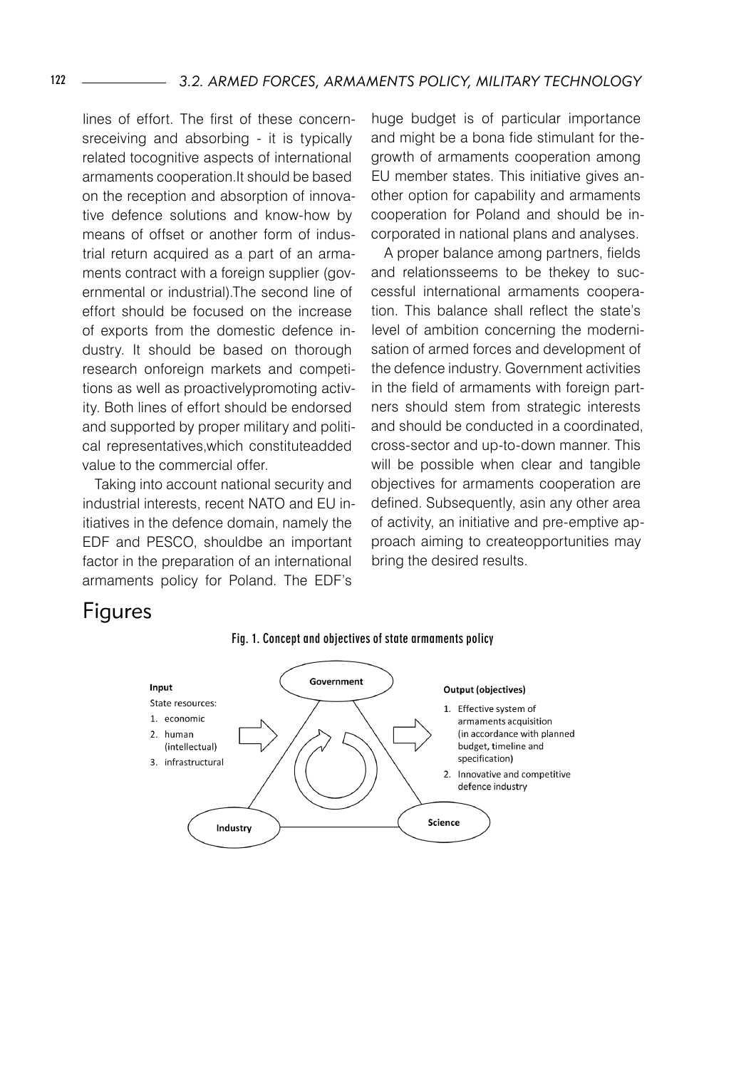lines of effort. The first of these concernsreceiving and absorbing - it is typically related tocognitive aspects of international armaments cooperation.It should be based on the reception and absorption of innovative defence solutions and know-how by means of offset or another form of industrial return acquired as a part of an armaments contract with a foreign supplier (governmental or industrial).The second line of effort should be focused on the increase of exports from the domestic defence industry. It should be based on thorough research onforeign markets and competitions as well as proactivelypromoting activity. Both lines of effort should be endorsed and supported by proper military and political representatives,which constituteadded value to the commercial offer.

Taking into account national security and industrial interests, recent NATO and EU initiatives in the defence domain, namely the EDF and PESCO, shouldbe an important factor in the preparation of an international armaments policy for Poland. The EDF's huge budget is of particular importance and might be a bona fide stimulant for thegrowth of armaments cooperation among EU member states. This initiative gives another option for capability and armaments cooperation for Poland and should be incorporated in national plans and analyses.

A proper balance among partners, fields and relationsseems to be thekey to successful international armaments cooperation. This balance shall reflect the state's level of ambition concerning the modernisation of armed forces and development of the defence industry. Government activities in the field of armaments with foreign partners should stem from strategic interests and should be conducted in a coordinated, cross-sector and up-to-down manner. This will be possible when clear and tangible objectives for armaments cooperation are defined. Subsequently, asin any other area of activity, an initiative and pre-emptive approach aiming to createopportunities may bring the desired results.

## Figures

**Fig. 1. Concept and objectives of state armaments policy**

**Input**
State resources:
1. economic
2. human (intellectual)
3. infrastructural

**Government**

**Industry**

**Science**

**Output (objectives)**
1. Effective system of armaments acquisition (in accordance with planned budget, timeline and specification)
2. Innovative and competitive defence industry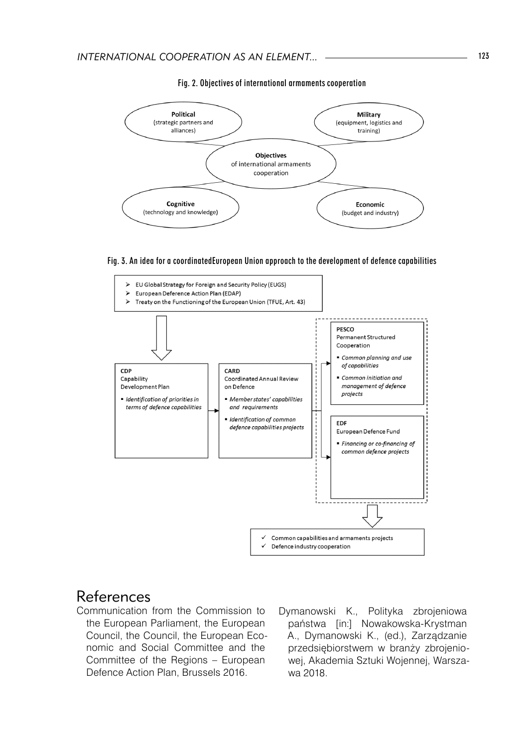Fig. 2. Objectives of international armaments cooperation

**Political** (strategic partners and alliances)

**Military** (equipment, logistics and training)

**Objectives** of international armaments cooperation

**Cognitive** (technology and knowledge)

**Economic** (budget and industry)

Fig. 3. An idea for a coordinatedEuropean Union approach to the development of defence capabilities

- EU Global Strategy for Foreign and Security Policy (EUGS)
- European Deference Action Plan (EDAP)
- Treaty on the Functioning of the European Union (TFUE, Art. 43)

**CDP**
Capability Development Plan
- *Identification of priorities in terms of defence capabilities*

**CARD**
Coordinated Annual Review on Defence
- *Member states' capabilities and requirements*
- *Identification of common defence capabilities projects*

**PESCO**
Permanent Structured Cooperation
- *Common planning and use of capabilities*
- *Common initiation and management of defence projects*

**EDF**
European Defence Fund
- *Financing or co-financing of common defence projects*

- ✓ Common capabilities and armaments projects
- ✓ Defence industry cooperation

# References

Communication from the Commission to the European Parliament, the European Council, the Council, the European Economic and Social Committee and the Committee of the Regions – European Defence Action Plan, Brussels 2016.

Dymanowski K., Polityka zbrojeniowa państwa [in:] Nowakowska-Krystman A., Dymanowski K., (ed.), Zarządzanie przedsiębiorstwem w branży zbrojeniowej, Akademia Sztuki Wojennej, Warszawa 2018.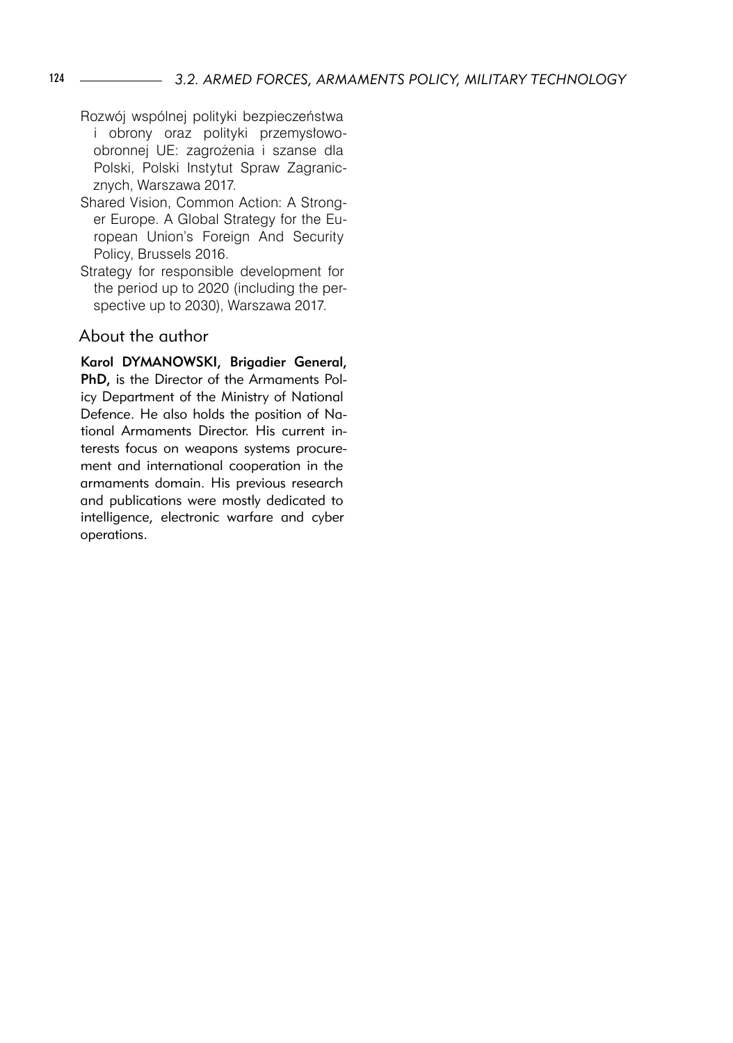Rozwój wspólnej polityki bezpieczeństwa i obrony oraz polityki przemysłowo-obronnej UE: zagrożenia i szanse dla Polski, Polski Instytut Spraw Zagranicznych, Warszawa 2017.

Shared Vision, Common Action: A Stronger Europe. A Global Strategy for the European Union's Foreign And Security Policy, Brussels 2016.

Strategy for responsible development for the period up to 2020 (including the perspective up to 2030), Warszawa 2017.

## About the author

**Karol DYMANOWSKI, Brigadier General, PhD,** is the Director of the Armaments Policy Department of the Ministry of National Defence. He also holds the position of National Armaments Director. His current interests focus on weapons systems procurement and international cooperation in the armaments domain. His previous research and publications were mostly dedicated to intelligence, electronic warfare and cyber operations.